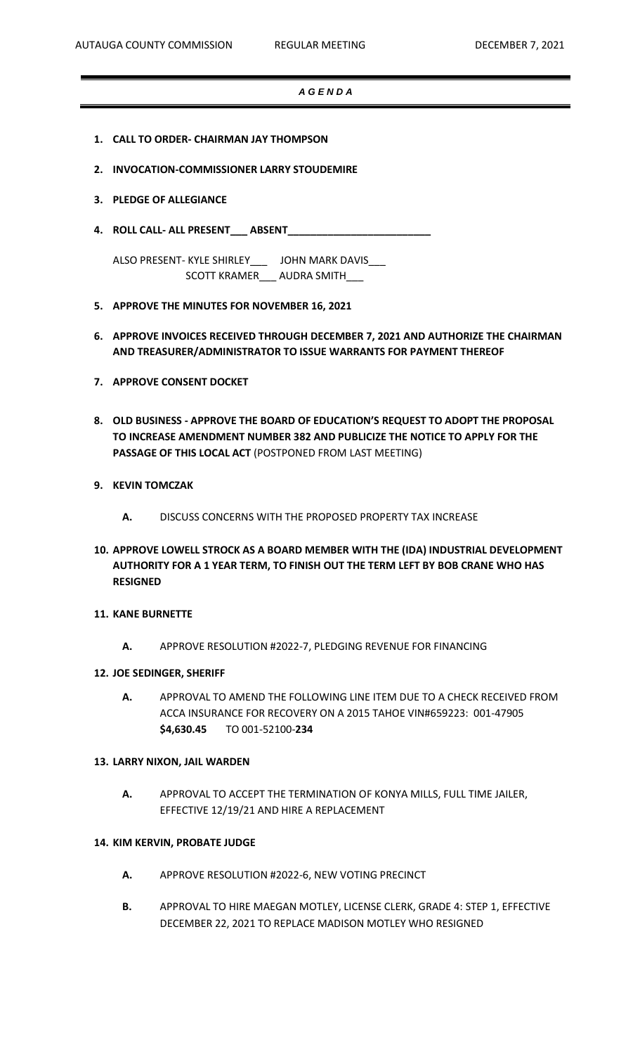# *AGENDA*

1. **CALL TO ORDER- CHAIRMAN JAY THOMPSON**

2. **INVOCATION-COMMISSIONER LARRY STOUDEMIRE**

3. **PLEDGE OF ALLEGIANCE**

4. **ROLL CALL- ALL PRESENT___ ABSENT________________________**

   ALSO PRESENT- KYLE SHIRLEY___ JOHN MARK DAVIS___
   SCOTT KRAMER___ AUDRA SMITH___

5. **APPROVE THE MINUTES FOR NOVEMBER 16, 2021**

6. **APPROVE INVOICES RECEIVED THROUGH DECEMBER 7, 2021 AND AUTHORIZE THE CHAIRMAN AND TREASURER/ADMINISTRATOR TO ISSUE WARRANTS FOR PAYMENT THEREOF**

7. **APPROVE CONSENT DOCKET**

8. **OLD BUSINESS - APPROVE THE BOARD OF EDUCATION'S REQUEST TO ADOPT THE PROPOSAL TO INCREASE AMENDMENT NUMBER 382 AND PUBLICIZE THE NOTICE TO APPLY FOR THE PASSAGE OF THIS LOCAL ACT** (POSTPONED FROM LAST MEETING)

9. **KEVIN TOMCZAK**

   **A.** DISCUSS CONCERNS WITH THE PROPOSED PROPERTY TAX INCREASE

10. **APPROVE LOWELL STROCK AS A BOARD MEMBER WITH THE (IDA) INDUSTRIAL DEVELOPMENT AUTHORITY FOR A 1 YEAR TERM, TO FINISH OUT THE TERM LEFT BY BOB CRANE WHO HAS RESIGNED**

11. **KANE BURNETTE**

    **A.** APPROVE RESOLUTION #2022-7, PLEDGING REVENUE FOR FINANCING

12. **JOE SEDINGER, SHERIFF**

    **A.** APPROVAL TO AMEND THE FOLLOWING LINE ITEM DUE TO A CHECK RECEIVED FROM ACCA INSURANCE FOR RECOVERY ON A 2015 TAHOE VIN#659223: 001-47905 **$4,630.45** TO 001-52100-**234**

13. **LARRY NIXON, JAIL WARDEN**

    **A.** APPROVAL TO ACCEPT THE TERMINATION OF KONYA MILLS, FULL TIME JAILER, EFFECTIVE 12/19/21 AND HIRE A REPLACEMENT

14. **KIM KERVIN, PROBATE JUDGE**

    **A.** APPROVE RESOLUTION #2022-6, NEW VOTING PRECINCT

    **B.** APPROVAL TO HIRE MAEGAN MOTLEY, LICENSE CLERK, GRADE 4: STEP 1, EFFECTIVE DECEMBER 22, 2021 TO REPLACE MADISON MOTLEY WHO RESIGNED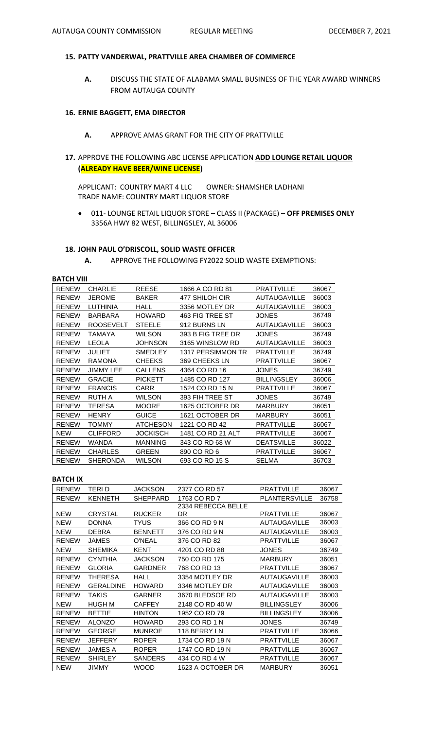**15. PATTY VANDERWAL, PRATTVILLE AREA CHAMBER OF COMMERCE**

**A.** DISCUSS THE STATE OF ALABAMA SMALL BUSINESS OF THE YEAR AWARD WINNERS FROM AUTAUGA COUNTY

**16. ERNIE BAGGETT, EMA DIRECTOR**

**A.** APPROVE AMAS GRANT FOR THE CITY OF PRATTVILLE

**17.** APPROVE THE FOLLOWING ABC LICENSE APPLICATION **ADD LOUNGE RETAIL LIQUOR (ALREADY HAVE BEER/WINE LICENSE)**

APPLICANT: COUNTRY MART 4 LLC OWNER: SHAMSHER LADHANI
TRADE NAME: COUNTRY MART LIQUOR STORE

- 011- LOUNGE RETAIL LIQUOR STORE – CLASS II (PACKAGE) – **OFF PREMISES ONLY**
  3356A HWY 82 WEST, BILLINGSLEY, AL 36006

**18. JOHN PAUL O'DRISCOLL, SOLID WASTE OFFICER**

**A.** APPROVE THE FOLLOWING FY2022 SOLID WASTE EXEMPTIONS:

**BATCH VIII**

| | | | | | |
|---|---|---|---|---|---|
| RENEW | CHARLIE | REESE | 1666 A CO RD 81 | PRATTVILLE | 36067 |
| RENEW | JEROME | BAKER | 477 SHILOH CIR | AUTAUGAVILLE | 36003 |
| RENEW | LUTHINIA | HALL | 3356 MOTLEY DR | AUTAUGAVILLE | 36003 |
| RENEW | BARBARA | HOWARD | 463 FIG TREE ST | JONES | 36749 |
| RENEW | ROOSEVELT | STEELE | 912 BURNS LN | AUTAUGAVILLE | 36003 |
| RENEW | TAMAYA | WILSON | 393 B FIG TREE DR | JONES | 36749 |
| RENEW | LEOLA | JOHNSON | 3165 WINSLOW RD | AUTAUGAVILLE | 36003 |
| RENEW | JULIET | SMEDLEY | 1317 PERSIMMON TR | PRATTVILLE | 36749 |
| RENEW | RAMONA | CHEEKS | 369 CHEEKS LN | PRATTVILLE | 36067 |
| RENEW | JIMMY LEE | CALLENS | 4364 CO RD 16 | JONES | 36749 |
| RENEW | GRACIE | PICKETT | 1485 CO RD 127 | BILLINGSLEY | 36006 |
| RENEW | FRANCIS | CARR | 1524 CO RD 15 N | PRATTVILLE | 36067 |
| RENEW | RUTH A | WILSON | 393 FIH TREE ST | JONES | 36749 |
| RENEW | TERESA | MOORE | 1625 OCTOBER DR | MARBURY | 36051 |
| RENEW | HENRY | GUICE | 1621 OCTOBER DR | MARBURY | 36051 |
| RENEW | TOMMY | ATCHESON | 1221 CO RD 42 | PRATTVILLE | 36067 |
| NEW | CLIFFORD | JOCKISCH | 1481 CO RD 21 ALT | PRATTVILLE | 36067 |
| RENEW | WANDA | MANNING | 343 CO RD 68 W | DEATSVILLE | 36022 |
| RENEW | CHARLES | GREEN | 890 CO RD 6 | PRATTVILLE | 36067 |
| RENEW | SHERONDA | WILSON | 693 CO RD 15 S | SELMA | 36703 |

**BATCH IX**

| | | | | | |
|---|---|---|---|---|---|
| RENEW | TERI D | JACKSON | 2377 CO RD 57 | PRATTVILLE | 36067 |
| RENEW | KENNETH | SHEPPARD | 1763 CO RD 7 | PLANTERSVILLE | 36758 |
| NEW | CRYSTAL | RUCKER | 2334 REBECCA BELLE DR | PRATTVILLE | 36067 |
| NEW | DONNA | TYUS | 366 CO RD 9 N | AUTAUGAVILLE | 36003 |
| NEW | DEBRA | BENNETT | 376 CO RD 9 N | AUTAUGAVILLE | 36003 |
| RENEW | JAMES | O'NEAL | 376 CO RD 82 | PRATTVILLE | 36067 |
| NEW | SHEMIKA | KENT | 4201 CO RD 88 | JONES | 36749 |
| RENEW | CYNTHIA | JACKSON | 750 CO RD 175 | MARBURY | 36051 |
| RENEW | GLORIA | GARDNER | 768 CO RD 13 | PRATTVILLE | 36067 |
| RENEW | THERESA | HALL | 3354 MOTLEY DR | AUTAUGAVILLE | 36003 |
| RENEW | GERALDINE | HOWARD | 3346 MOTLEY DR | AUTAUGAVILLE | 36003 |
| RENEW | TAKIS | GARNER | 3670 BLEDSOE RD | AUTAUGAVILLE | 36003 |
| NEW | HUGH M | CAFFEY | 2148 CO RD 40 W | BILLINGSLEY | 36006 |
| RENEW | BETTIE | HINTON | 1952 CO RD 79 | BILLINGSLEY | 36006 |
| RENEW | ALONZO | HOWARD | 293 CO RD 1 N | JONES | 36749 |
| RENEW | GEORGE | MUNROE | 118 BERRY LN | PRATTVILLE | 36066 |
| RENEW | JEFFERY | ROPER | 1734 CO RD 19 N | PRATTVILLE | 36067 |
| RENEW | JAMES A | ROPER | 1747 CO RD 19 N | PRATTVILLE | 36067 |
| RENEW | SHIRLEY | SANDERS | 434 CO RD 4 W | PRATTVILLE | 36067 |
| NEW | JIMMY | WOOD | 1623 A OCTOBER DR | MARBURY | 36051 |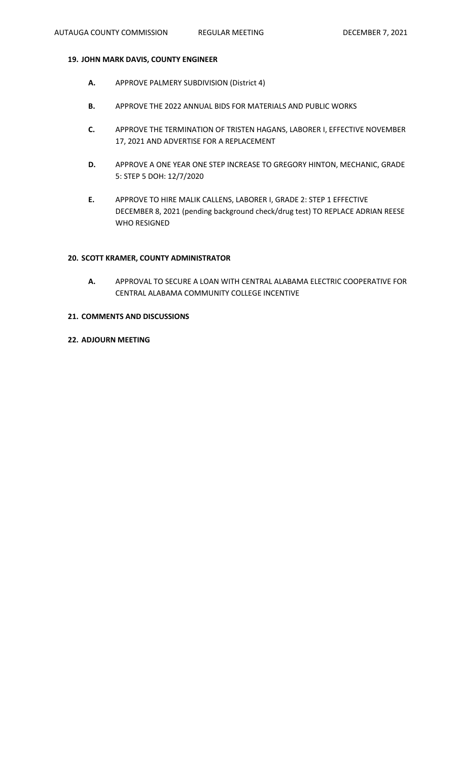**19. JOHN MARK DAVIS, COUNTY ENGINEER**

- **A.** APPROVE PALMERY SUBDIVISION (District 4)
- **B.** APPROVE THE 2022 ANNUAL BIDS FOR MATERIALS AND PUBLIC WORKS
- **C.** APPROVE THE TERMINATION OF TRISTEN HAGANS, LABORER I, EFFECTIVE NOVEMBER 17, 2021 AND ADVERTISE FOR A REPLACEMENT
- **D.** APPROVE A ONE YEAR ONE STEP INCREASE TO GREGORY HINTON, MECHANIC, GRADE 5: STEP 5 DOH: 12/7/2020
- **E.** APPROVE TO HIRE MALIK CALLENS, LABORER I, GRADE 2: STEP 1 EFFECTIVE DECEMBER 8, 2021 (pending background check/drug test) TO REPLACE ADRIAN REESE WHO RESIGNED

**20. SCOTT KRAMER, COUNTY ADMINISTRATOR**

- **A.** APPROVAL TO SECURE A LOAN WITH CENTRAL ALABAMA ELECTRIC COOPERATIVE FOR CENTRAL ALABAMA COMMUNITY COLLEGE INCENTIVE

**21. COMMENTS AND DISCUSSIONS**

**22. ADJOURN MEETING**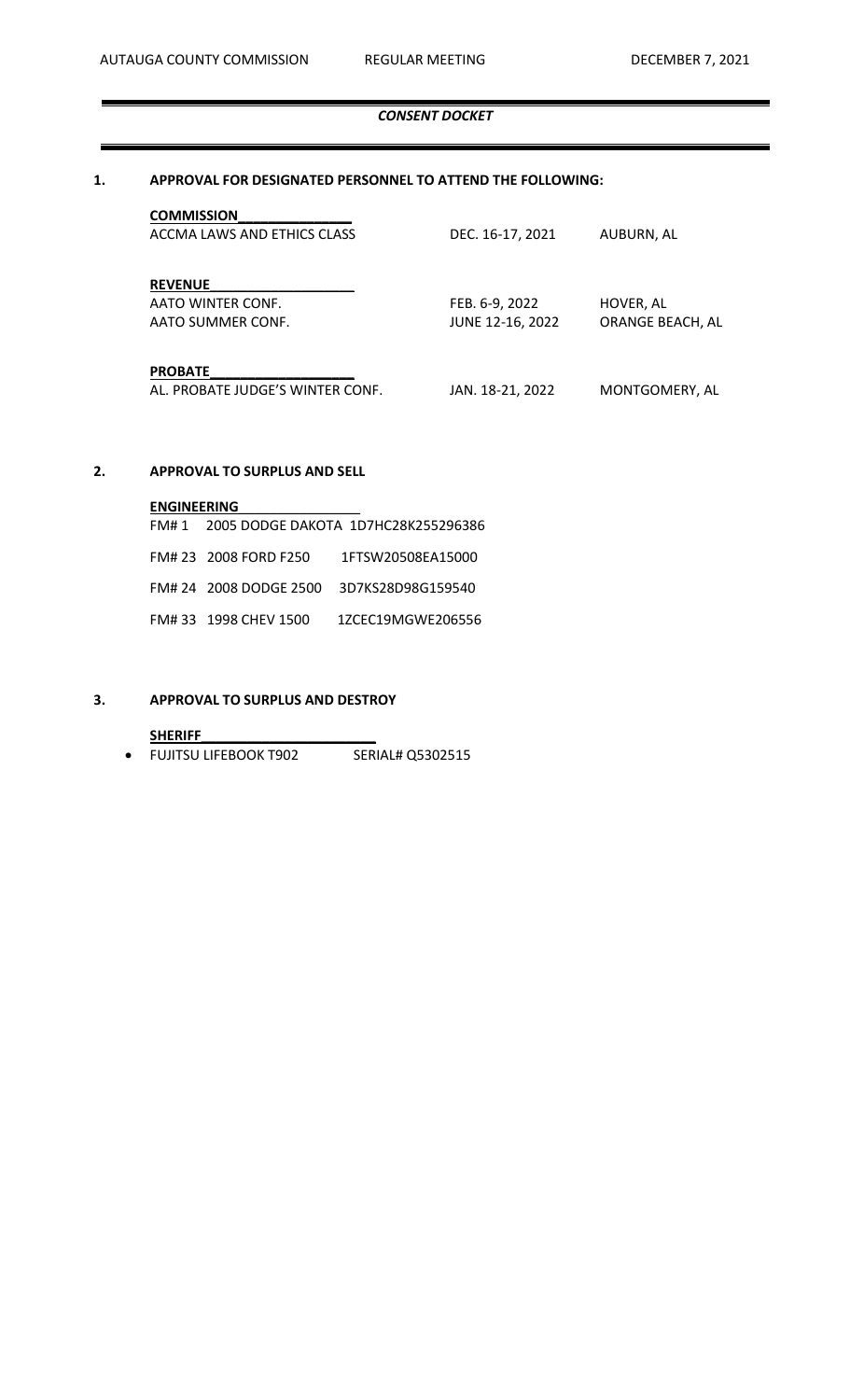## *CONSENT DOCKET*

### 1. APPROVAL FOR DESIGNATED PERSONNEL TO ATTEND THE FOLLOWING:

**COMMISSION**

| | | |
|---|---|---|
| ACCMA LAWS AND ETHICS CLASS | DEC. 16-17, 2021 | AUBURN, AL |

**REVENUE**

| | | |
|---|---|---|
| AATO WINTER CONF. | FEB. 6-9, 2022 | HOVER, AL |
| AATO SUMMER CONF. | JUNE 12-16, 2022 | ORANGE BEACH, AL |

**PROBATE**

| | | |
|---|---|---|
| AL. PROBATE JUDGE'S WINTER CONF. | JAN. 18-21, 2022 | MONTGOMERY, AL |

### 2. APPROVAL TO SURPLUS AND SELL

**ENGINEERING**

FM# 1 2005 DODGE DAKOTA 1D7HC28K255296386

FM# 23 2008 FORD F250 1FTSW20508EA15000

FM# 24 2008 DODGE 2500 3D7KS28D98G159540

FM# 33 1998 CHEV 1500 1ZCEC19MGWE206556

### 3. APPROVAL TO SURPLUS AND DESTROY

**SHERIFF**

- FUJITSU LIFEBOOK T902 SERIAL# Q5302515